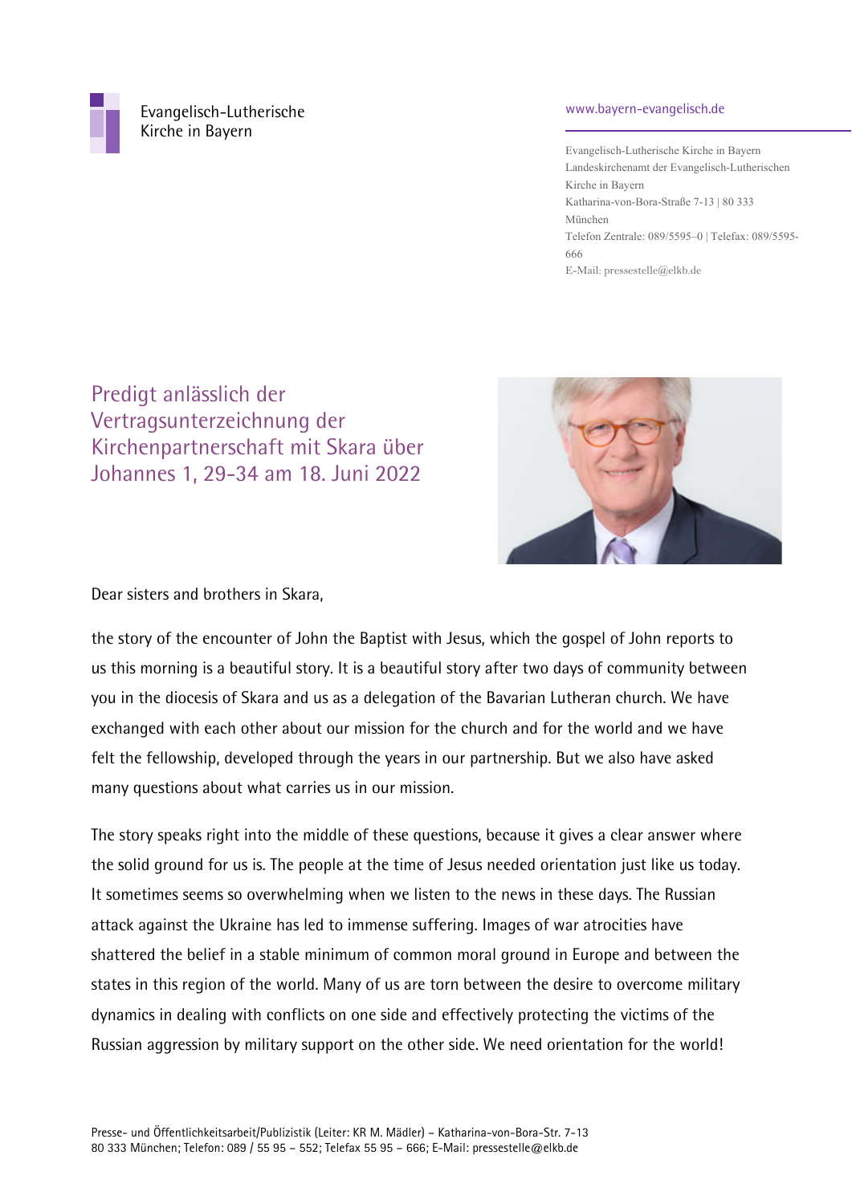Evangelisch-Lutherische
Kirche in Bayern

www.bayern-evangelisch.de

Evangelisch-Lutherische Kirche in Bayern
Landeskirchenamt der Evangelisch-Lutherischen Kirche in Bayern
Katharina-von-Bora-Straße 7-13 | 80 333 München
Telefon Zentrale: 089/5595–0 | Telefax: 089/5595-666
E-Mail: pressestelle@elkb.de

# Predigt anlässlich der Vertragsunterzeichnung der Kirchenpartnerschaft mit Skara über Johannes 1, 29-34 am 18. Juni 2022

Dear sisters and brothers in Skara,

the story of the encounter of John the Baptist with Jesus, which the gospel of John reports to us this morning is a beautiful story. It is a beautiful story after two days of community between you in the diocese of Skara and us as a delegation of the Bavarian Lutheran church. We have exchanged with each other about our mission for the church and for the world and we have felt the fellowship, developed through the years in our partnership. But we also have asked many questions about what carries us in our mission.

The story speaks right into the middle of these questions, because it gives a clear answer where the solid ground for us is. The people at the time of Jesus needed orientation just like us today. It sometimes seems so overwhelming when we listen to the news in these days. The Russian attack against the Ukraine has led to immense suffering. Images of war atrocities have shattered the belief in a stable minimum of common moral ground in Europe and between the states in this region of the world. Many of us are torn between the desire to overcome military dynamics in dealing with conflicts on one side and effectively protecting the victims of the Russian aggression by military support on the other side. We need orientation for the world!

Presse- und Öffentlichkeitsarbeit/Publizistik (Leiter: KR M. Mädler) – Katharina-von-Bora-Str. 7-13
80 333 München; Telefon: 089 / 55 95 – 552; Telefax 55 95 – 666; E-Mail: pressestelle@elkb.de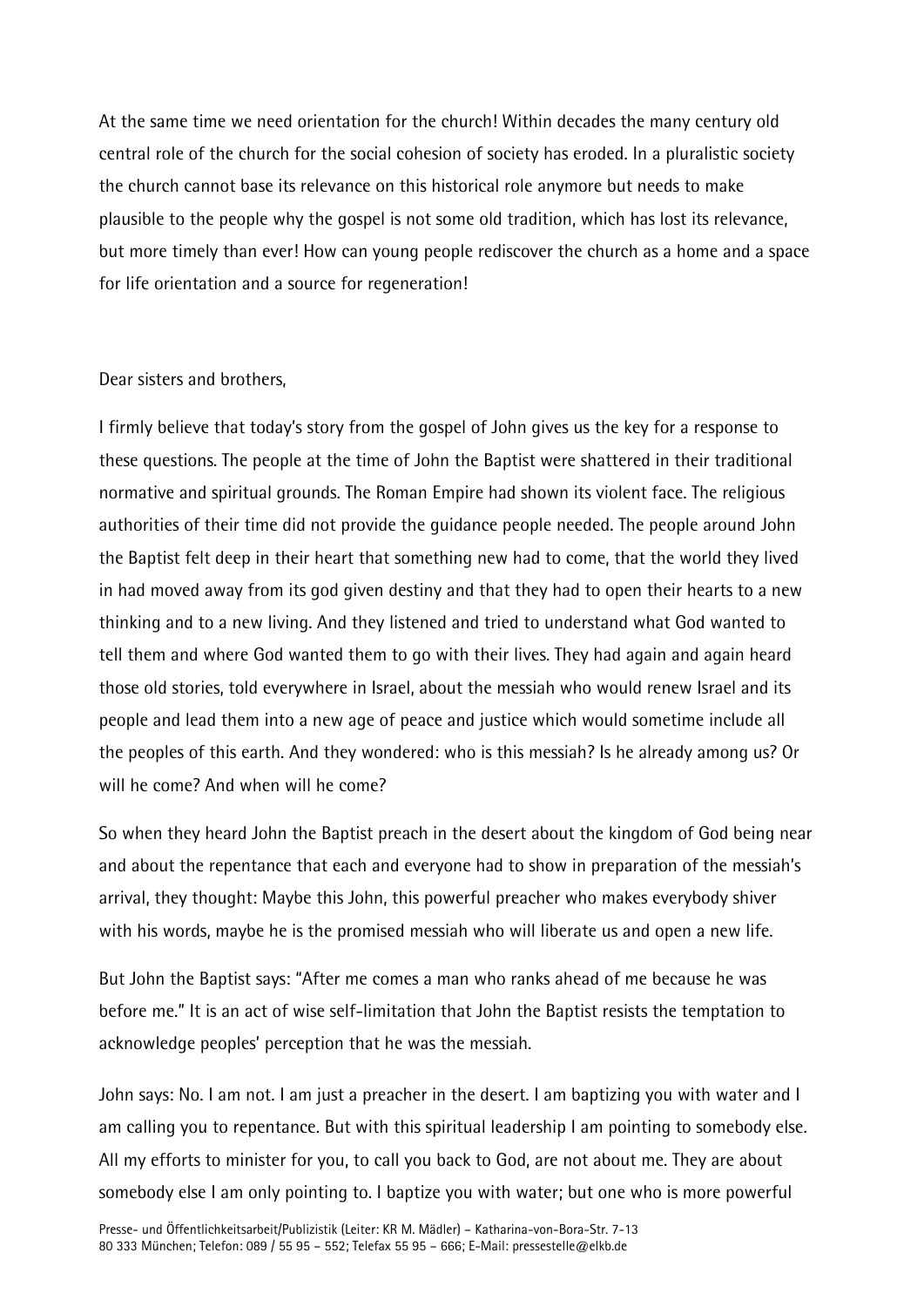At the same time we need orientation for the church! Within decades the many century old central role of the church for the social cohesion of society has eroded. In a pluralistic society the church cannot base its relevance on this historical role anymore but needs to make plausible to the people why the gospel is not some old tradition, which has lost its relevance, but more timely than ever! How can young people rediscover the church as a home and a space for life orientation and a source for regeneration!

Dear sisters and brothers,

I firmly believe that today's story from the gospel of John gives us the key for a response to these questions. The people at the time of John the Baptist were shattered in their traditional normative and spiritual grounds. The Roman Empire had shown its violent face. The religious authorities of their time did not provide the guidance people needed. The people around John the Baptist felt deep in their heart that something new had to come, that the world they lived in had moved away from its god given destiny and that they had to open their hearts to a new thinking and to a new living. And they listened and tried to understand what God wanted to tell them and where God wanted them to go with their lives. They had again and again heard those old stories, told everywhere in Israel, about the messiah who would renew Israel and its people and lead them into a new age of peace and justice which would sometime include all the peoples of this earth. And they wondered: who is this messiah? Is he already among us? Or will he come? And when will he come?

So when they heard John the Baptist preach in the desert about the kingdom of God being near and about the repentance that each and everyone had to show in preparation of the messiah's arrival, they thought: Maybe this John, this powerful preacher who makes everybody shiver with his words, maybe he is the promised messiah who will liberate us and open a new life.

But John the Baptist says: "After me comes a man who ranks ahead of me because he was before me." It is an act of wise self-limitation that John the Baptist resists the temptation to acknowledge peoples' perception that he was the messiah.

John says: No. I am not. I am just a preacher in the desert. I am baptizing you with water and I am calling you to repentance. But with this spiritual leadership I am pointing to somebody else. All my efforts to minister for you, to call you back to God, are not about me. They are about somebody else I am only pointing to. I baptize you with water; but one who is more powerful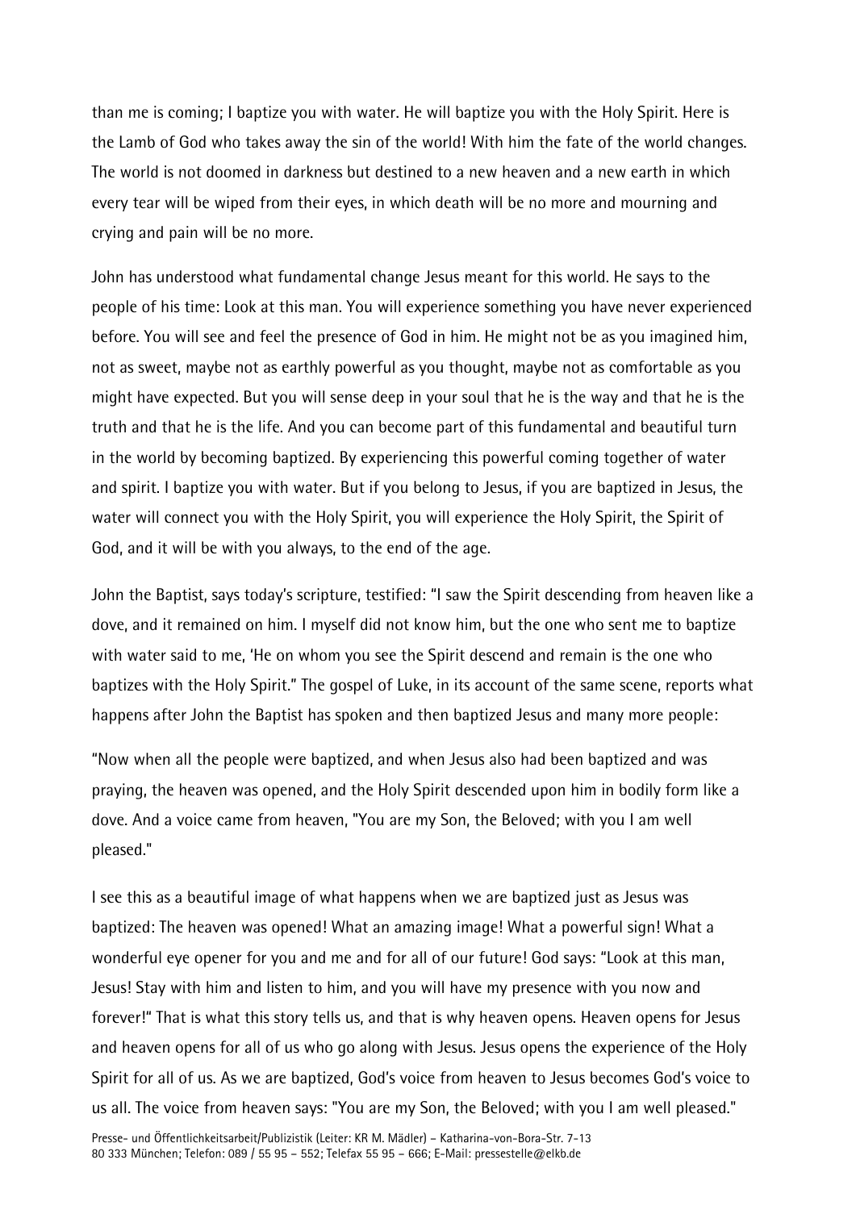than me is coming; I baptize you with water. He will baptize you with the Holy Spirit. Here is the Lamb of God who takes away the sin of the world! With him the fate of the world changes. The world is not doomed in darkness but destined to a new heaven and a new earth in which every tear will be wiped from their eyes, in which death will be no more and mourning and crying and pain will be no more.

John has understood what fundamental change Jesus meant for this world. He says to the people of his time: Look at this man. You will experience something you have never experienced before. You will see and feel the presence of God in him. He might not be as you imagined him, not as sweet, maybe not as earthly powerful as you thought, maybe not as comfortable as you might have expected. But you will sense deep in your soul that he is the way and that he is the truth and that he is the life. And you can become part of this fundamental and beautiful turn in the world by becoming baptized. By experiencing this powerful coming together of water and spirit. I baptize you with water. But if you belong to Jesus, if you are baptized in Jesus, the water will connect you with the Holy Spirit, you will experience the Holy Spirit, the Spirit of God, and it will be with you always, to the end of the age.

John the Baptist, says today's scripture, testified: "I saw the Spirit descending from heaven like a dove, and it remained on him. I myself did not know him, but the one who sent me to baptize with water said to me, 'He on whom you see the Spirit descend and remain is the one who baptizes with the Holy Spirit." The gospel of Luke, in its account of the same scene, reports what happens after John the Baptist has spoken and then baptized Jesus and many more people:

"Now when all the people were baptized, and when Jesus also had been baptized and was praying, the heaven was opened, and the Holy Spirit descended upon him in bodily form like a dove. And a voice came from heaven, "You are my Son, the Beloved; with you I am well pleased."

I see this as a beautiful image of what happens when we are baptized just as Jesus was baptized: The heaven was opened! What an amazing image! What a powerful sign! What a wonderful eye opener for you and me and for all of our future! God says: "Look at this man, Jesus! Stay with him and listen to him, and you will have my presence with you now and forever!" That is what this story tells us, and that is why heaven opens. Heaven opens for Jesus and heaven opens for all of us who go along with Jesus. Jesus opens the experience of the Holy Spirit for all of us. As we are baptized, God's voice from heaven to Jesus becomes God's voice to us all. The voice from heaven says: "You are my Son, the Beloved; with you I am well pleased."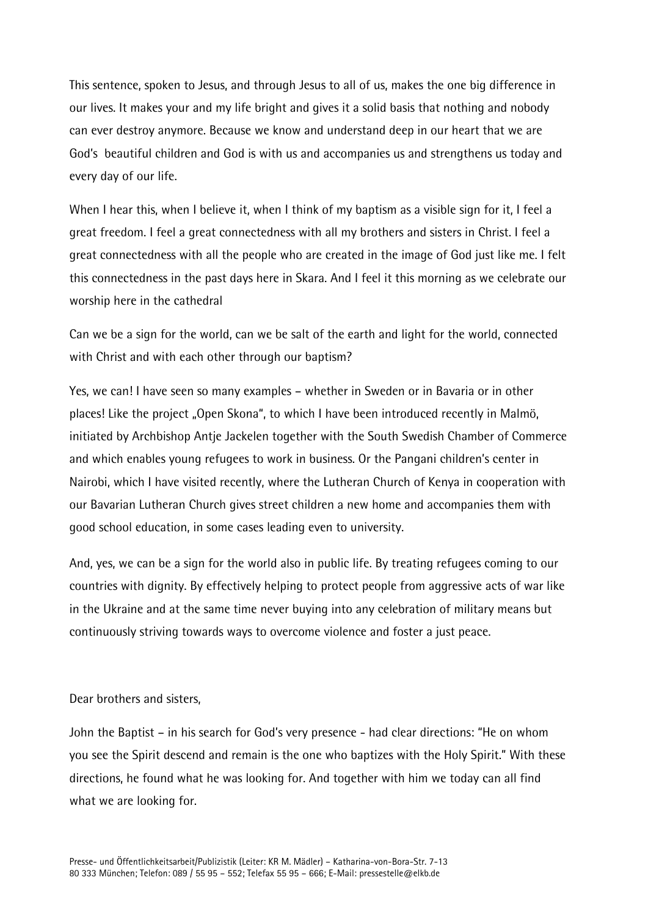This sentence, spoken to Jesus, and through Jesus to all of us, makes the one big difference in our lives. It makes your and my life bright and gives it a solid basis that nothing and nobody can ever destroy anymore. Because we know and understand deep in our heart that we are God's beautiful children and God is with us and accompanies us and strengthens us today and every day of our life.

When I hear this, when I believe it, when I think of my baptism as a visible sign for it, I feel a great freedom. I feel a great connectedness with all my brothers and sisters in Christ. I feel a great connectedness with all the people who are created in the image of God just like me. I felt this connectedness in the past days here in Skara. And I feel it this morning as we celebrate our worship here in the cathedral

Can we be a sign for the world, can we be salt of the earth and light for the world, connected with Christ and with each other through our baptism?

Yes, we can! I have seen so many examples – whether in Sweden or in Bavaria or in other places! Like the project „Open Skona", to which I have been introduced recently in Malmö, initiated by Archbishop Antje Jackelen together with the South Swedish Chamber of Commerce and which enables young refugees to work in business. Or the Pangani children's center in Nairobi, which I have visited recently, where the Lutheran Church of Kenya in cooperation with our Bavarian Lutheran Church gives street children a new home and accompanies them with good school education, in some cases leading even to university.

And, yes, we can be a sign for the world also in public life. By treating refugees coming to our countries with dignity. By effectively helping to protect people from aggressive acts of war like in the Ukraine and at the same time never buying into any celebration of military means but continuously striving towards ways to overcome violence and foster a just peace.

Dear brothers and sisters,

John the Baptist – in his search for God's very presence - had clear directions: "He on whom you see the Spirit descend and remain is the one who baptizes with the Holy Spirit." With these directions, he found what he was looking for. And together with him we today can all find what we are looking for.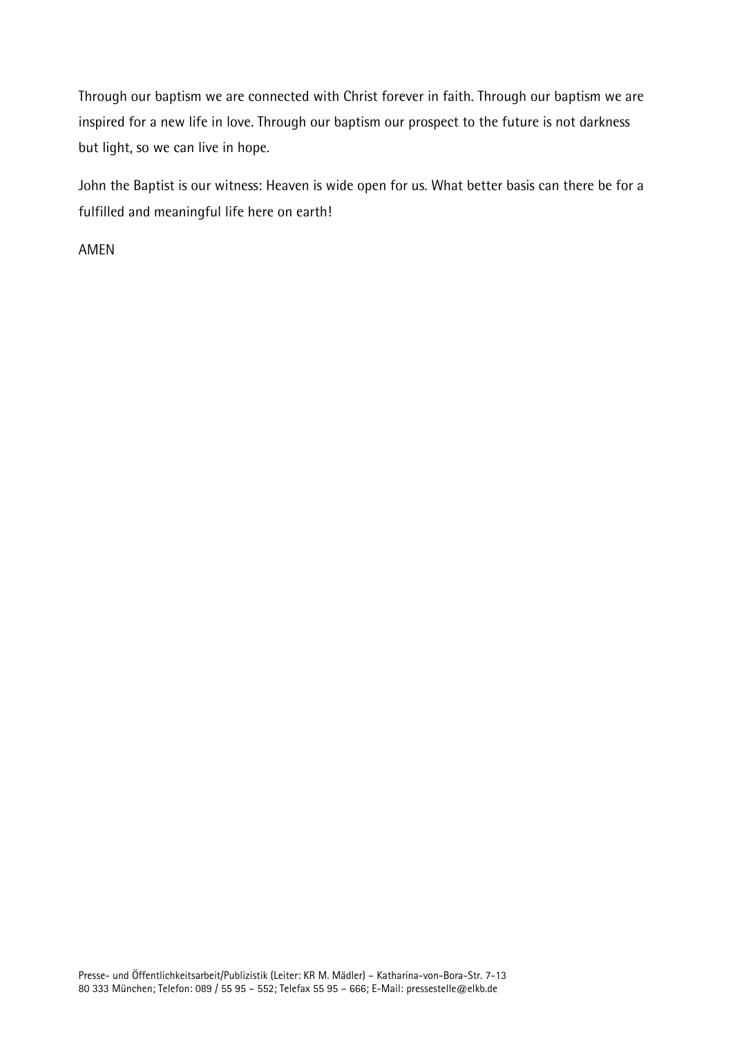Through our baptism we are connected with Christ forever in faith. Through our baptism we are inspired for a new life in love. Through our baptism our prospect to the future is not darkness but light, so we can live in hope.

John the Baptist is our witness: Heaven is wide open for us. What better basis can there be for a fulfilled and meaningful life here on earth!

AMEN